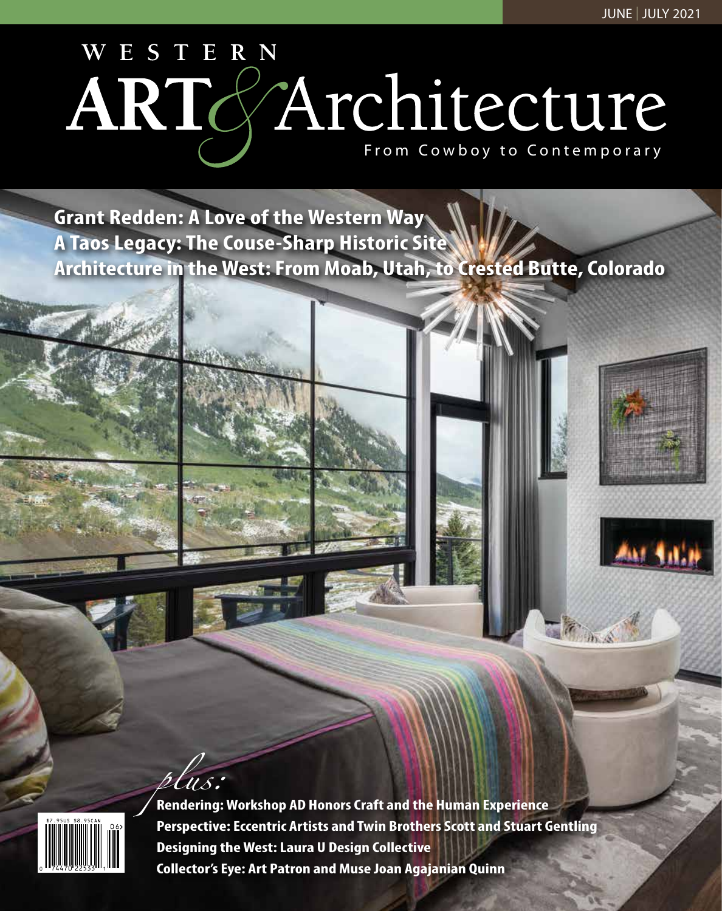JUNE | JULY 2021

# WESTERN ART & Architecture

From Cowboy to Contemporary

**Grant Redden: A Love of the Western Way**
**A Taos Legacy: The Couse-Sharp Historic Site**
**Architecture in the West: From Moab, Utah, to Crested Butte, Colorado**

*plus:*

**Rendering: Workshop AD Honors Craft and the Human Experience**
**Perspective: Eccentric Artists and Twin Brothers Scott and Stuart Gentling**
**Designing the West: Laura U Design Collective**
**Collector's Eye: Art Patron and Muse Joan Agajanian Quinn**

$7.95US $8.95CAN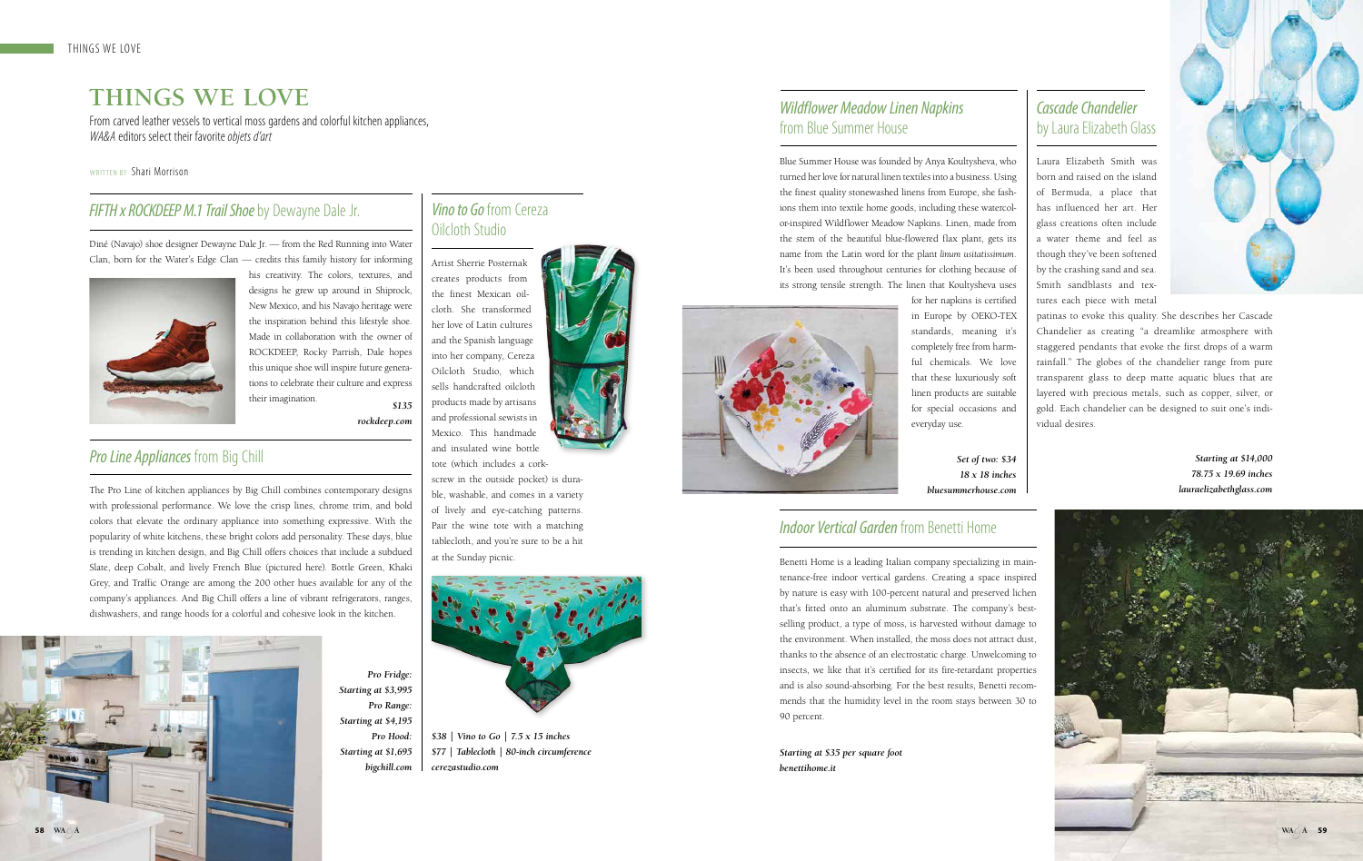# THINGS WE LOVE

From carved leather vessels to vertical moss gardens and colorful kitchen appliances, *WA&A* editors select their favorite *objets d'art*

WRITTEN BY Shari Morrison

## *FIFTH x ROCKDEEP M.1 Trail Shoe* by Dewayne Dale Jr.

Diné (Navajo) shoe designer Dewayne Dale Jr. — from the Red Running into Water Clan, born for the Water's Edge Clan — credits this family history for informing his creativity. The colors, textures, and designs he grew up around in Shiprock, New Mexico, and his Navajo heritage were the inspiration behind this lifestyle shoe. Made in collaboration with the owner of ROCKDEEP, Rocky Parrish, Dale hopes this unique shoe will inspire future generations to celebrate their culture and express their imagination.

***$135***
***rockdeep.com***

## *Pro Line Appliances* from Big Chill

The Pro Line of kitchen appliances by Big Chill combines contemporary designs with professional performance. We love the crisp lines, chrome trim, and bold colors that elevate the ordinary appliance into something expressive. With the popularity of white kitchens, these bright colors add personality. These days, blue is trending in kitchen design, and Big Chill offers choices that include a subdued Slate, deep Cobalt, and lively French Blue (pictured here). Bottle Green, Khaki Grey, and Traffic Orange are among the 200 other hues available for any of the company's appliances. And Big Chill offers a line of vibrant refrigerators, ranges, dishwashers, and range hoods for a colorful and cohesive look in the kitchen.

***Pro Fridge: Starting at $3,995***
***Pro Range: Starting at $4,195***
***Pro Hood: Starting at $1,695***
***bigchill.com***

## *Vino to Go* from Cereza Oilcloth Studio

Artist Sherrie Posternak creates products from the finest Mexican oilcloth. She transformed her love of Latin cultures and the Spanish language into her company, Cereza Oilcloth Studio, which sells handcrafted oilcloth products made by artisans and professional sewists in Mexico. This handmade and insulated wine bottle tote (which includes a corkscrew in the outside pocket) is durable, washable, and comes in a variety of lively and eye-catching patterns. Pair the wine tote with a matching tablecloth, and you're sure to be a hit at the Sunday picnic.

***$38 | Vino to Go | 7.5 x 15 inches***
***$77 | Tablecloth | 80-inch circumference***
***cerezastudio.com***

## *Wildflower Meadow Linen Napkins* from Blue Summer House

Blue Summer House was founded by Anya Koultysheva, who turned her love for natural linen textiles into a business. Using the finest quality stonewashed linens from Europe, she fashions them into textile home goods, including these watercolor-inspired Wildflower Meadow Napkins. Linen, made from the stem of the beautiful blue-flowered flax plant, gets its name from the Latin word for the plant *linum usitatissimum*. It's been used throughout centuries for clothing because of its strong tensile strength. The linen that Koultysheva uses for her napkins is certified in Europe by OEKO-TEX standards, meaning it's completely free from harmful chemicals. We love that these luxuriously soft linen products are suitable for special occasions and everyday use.

***Set of two: $34***
***18 x 18 inches***
***bluesummerhouse.com***

## *Indoor Vertical Garden* from Benetti Home

Benetti Home is a leading Italian company specializing in maintenance-free indoor vertical gardens. Creating a space inspired by nature is easy with 100-percent natural and preserved lichen that's fitted onto an aluminum substrate. The company's best-selling product, a type of moss, is harvested without damage to the environment. When installed, the moss does not attract dust, thanks to the absence of an electrostatic charge. Unwelcoming to insects, we like that it's certified for its fire-retardant properties and is also sound-absorbing. For the best results, Benetti recommends that the humidity level in the room stays between 30 to 90 percent.

***Starting at $35 per square foot***
***benettihome.it***

## *Cascade Chandelier* by Laura Elizabeth Glass

Laura Elizabeth Smith was born and raised on the island of Bermuda, a place that has influenced her art. Her glass creations often include a water theme and feel as though they've been softened by the crashing sand and sea. Smith sandblasts and textures each piece with metal patinas to evoke this quality. She describes her Cascade Chandelier as creating "a dreamlike atmosphere with staggered pendants that evoke the first drops of a warm rainfall." The globes of the chandelier range from pure transparent glass to deep matte aquatic blues that are layered with precious metals, such as copper, silver, or gold. Each chandelier can be designed to suit one's individual desires.

***Starting at $14,000***
***78.75 x 19.69 inches***
***lauraelizabethglass.com***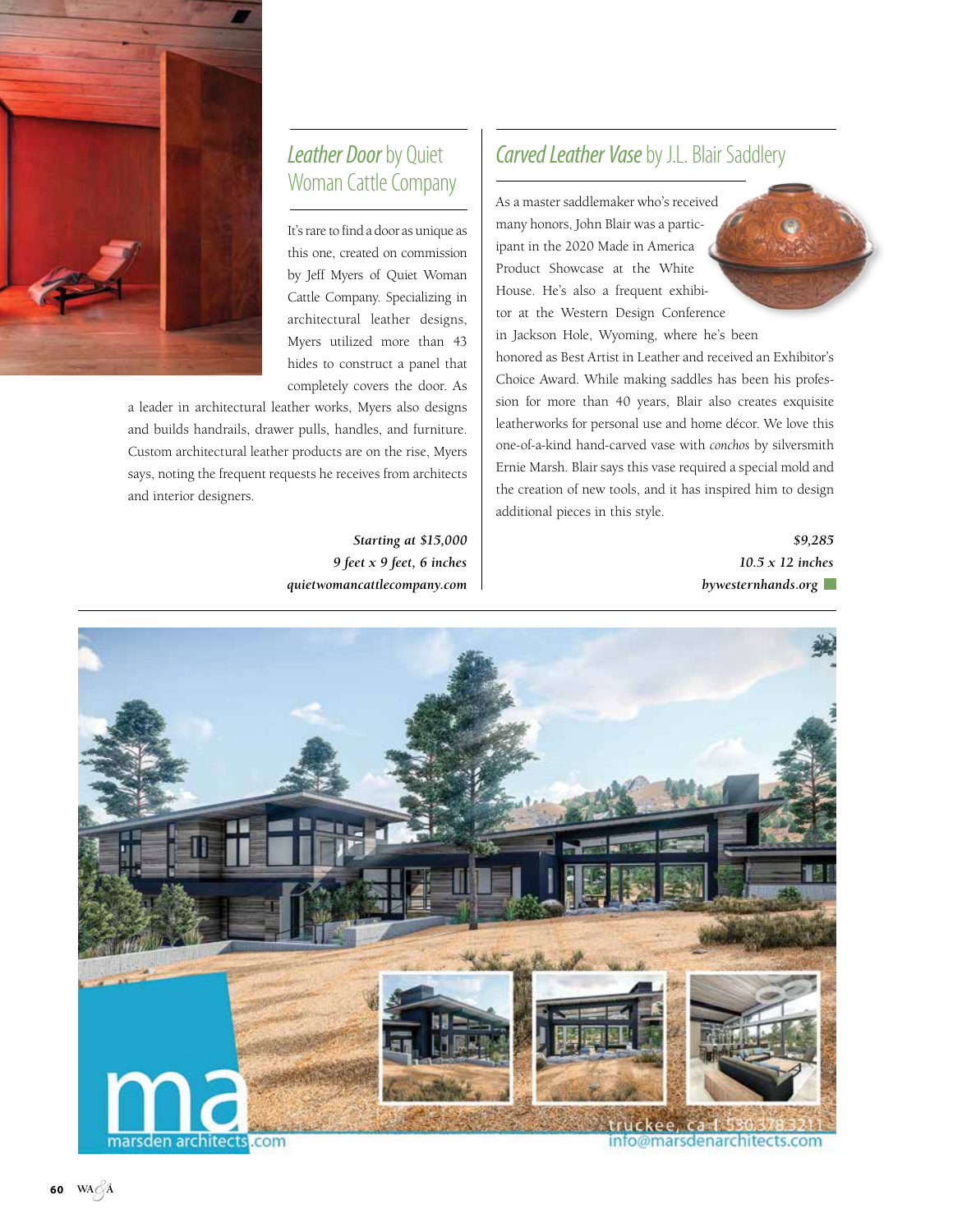## *Leather Door* by Quiet Woman Cattle Company

It's rare to find a door as unique as this one, created on commission by Jeff Myers of Quiet Woman Cattle Company. Specializing in architectural leather designs, Myers utilized more than 43 hides to construct a panel that completely covers the door. As a leader in architectural leather works, Myers also designs and builds handrails, drawer pulls, handles, and furniture. Custom architectural leather products are on the rise, Myers says, noting the frequent requests he receives from architects and interior designers.

***Starting at $15,000***
***9 feet x 9 feet, 6 inches***
***quietwomancattlecompany.com***

## *Carved Leather Vase* by J.L. Blair Saddlery

As a master saddlemaker who's received many honors, John Blair was a participant in the 2020 Made in America Product Showcase at the White House. He's also a frequent exhibitor at the Western Design Conference in Jackson Hole, Wyoming, where he's been honored as Best Artist in Leather and received an Exhibitor's Choice Award. While making saddles has been his profession for more than 40 years, Blair also creates exquisite leatherworks for personal use and home décor. We love this one-of-a-kind hand-carved vase with *conchos* by silversmith Ernie Marsh. Blair says this vase required a special mold and the creation of new tools, and it has inspired him to design additional pieces in this style.

***$9,285***
***10.5 x 12 inches***
***bywesternhands.org***

ma
marsden architects.com
truckee, ca | 530.378.3211
info@marsdenarchitects.com